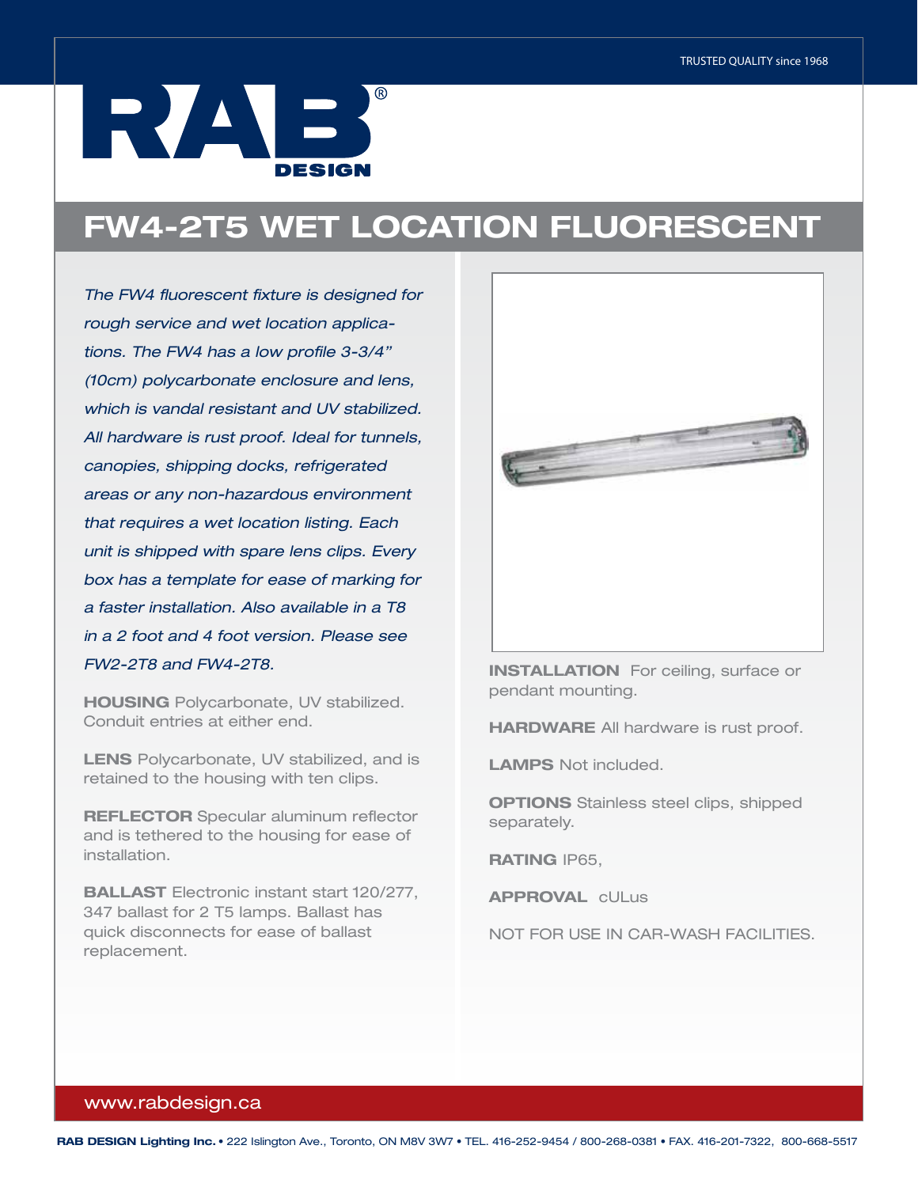TRUSTED QUALITY since 1968

RAB® DESIGN

# FW4-2T5 WET LOCATION FLUORESCENT

*The FW4 fluorescent fixture is designed for rough service and wet location applications. The FW4 has a low profile 3-3/4" (10cm) polycarbonate enclosure and lens, which is vandal resistant and UV stabilized. All hardware is rust proof. Ideal for tunnels, canopies, shipping docks, refrigerated areas or any non-hazardous environment that requires a wet location listing. Each unit is shipped with spare lens clips. Every box has a template for ease of marking for a faster installation. Also available in a T8 in a 2 foot and 4 foot version. Please see FW2-2T8 and FW4-2T8.*

**HOUSING** Polycarbonate, UV stabilized. Conduit entries at either end.

**LENS** Polycarbonate, UV stabilized, and is retained to the housing with ten clips.

**REFLECTOR** Specular aluminum reflector and is tethered to the housing for ease of installation.

**BALLAST** Electronic instant start 120/277, 347 ballast for 2 T5 lamps. Ballast has quick disconnects for ease of ballast replacement.

**INSTALLATION** For ceiling, surface or pendant mounting.

**HARDWARE** All hardware is rust proof.

**LAMPS** Not included.

**OPTIONS** Stainless steel clips, shipped separately.

**RATING** IP65,

**APPROVAL** cULus

NOT FOR USE IN CAR-WASH FACILITIES.

www.rabdesign.ca

**RAB DESIGN Lighting Inc.** • 222 Islington Ave., Toronto, ON M8V 3W7 • TEL. 416-252-9454 / 800-268-0381 • FAX. 416-201-7322, 800-668-5517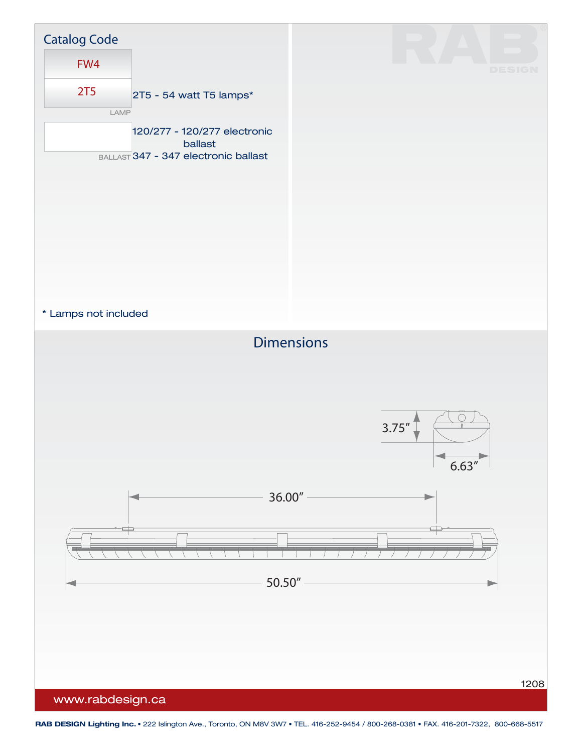## Catalog Code

| | |
|---|---|
| FW4 | |
| 2T5 | 2T5 - 54 watt T5 lamps* |
| LAMP | |
| | 120/277 - 120/277 electronic ballast |
| BALLAST | 347 - 347 electronic ballast |

\* Lamps not included

## Dimensions

3.75″

6.63″

36.00″

50.50″

1208

www.rabdesign.ca

**RAB DESIGN Lighting Inc.** • 222 Islington Ave., Toronto, ON M8V 3W7 • TEL. 416-252-9454 / 800-268-0381 • FAX. 416-201-7322, 800-668-5517